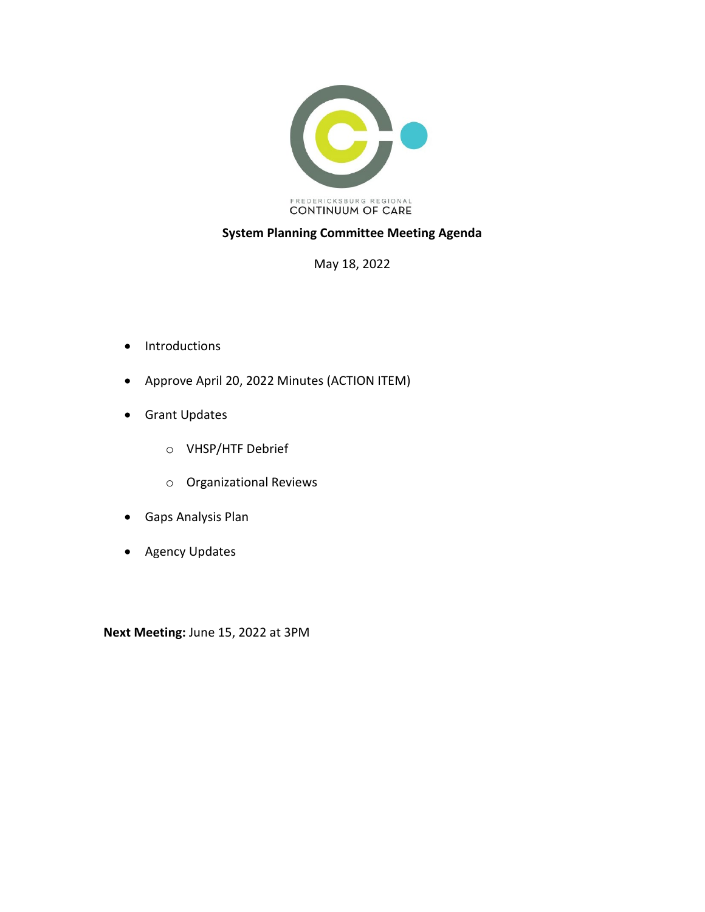FREDERICKSBURG REGIONAL
CONTINUUM OF CARE

# System Planning Committee Meeting Agenda

May 18, 2022

- Introductions
- Approve April 20, 2022 Minutes (ACTION ITEM)
- Grant Updates
    - VHSP/HTF Debrief
    - Organizational Reviews
- Gaps Analysis Plan
- Agency Updates

**Next Meeting:** June 15, 2022 at 3PM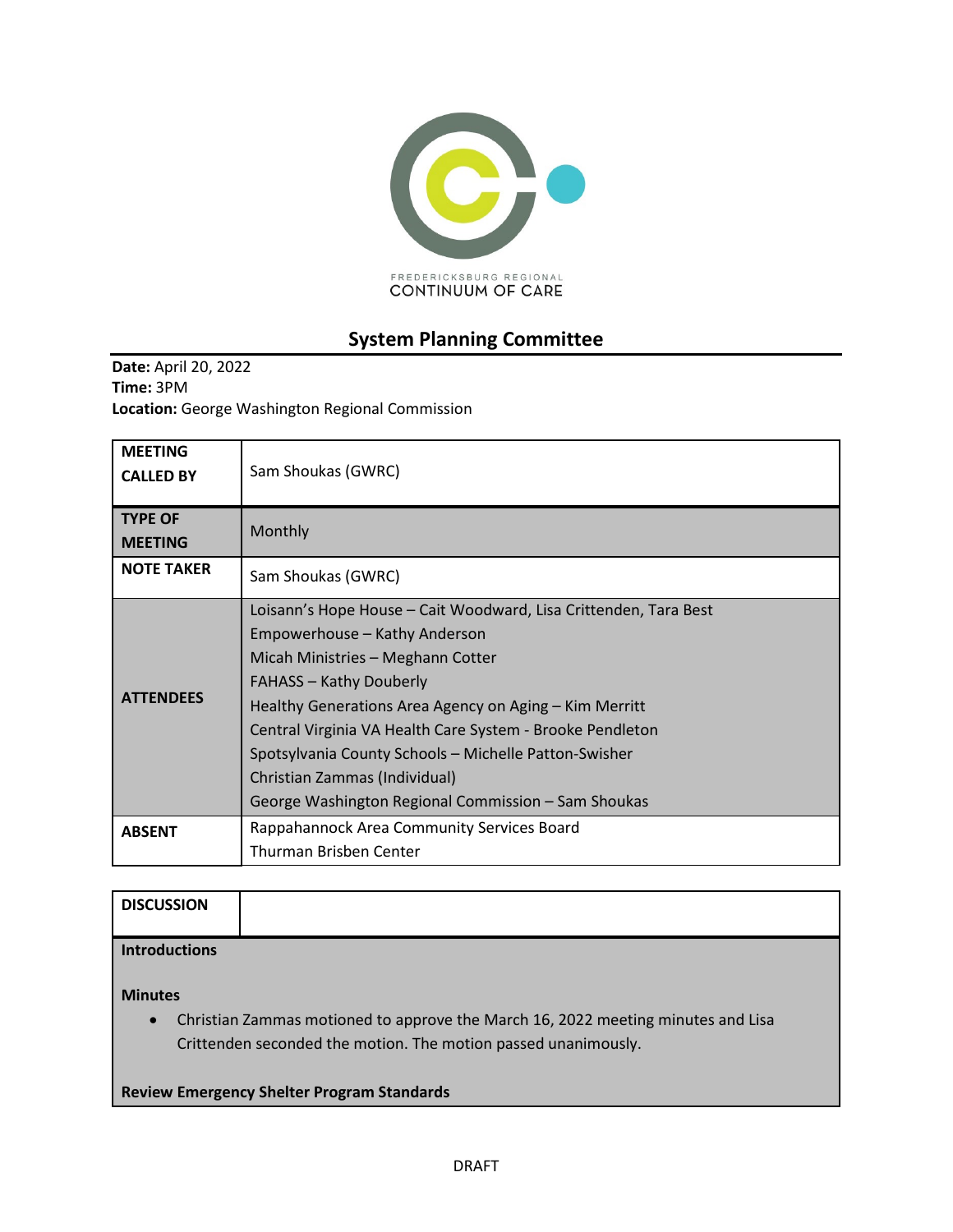FREDERICKSBURG REGIONAL
CONTINUUM OF CARE

## System Planning Committee

**Date:** April 20, 2022
**Time:** 3PM
**Location:** George Washington Regional Commission

| | |
|---|---|
| **MEETING CALLED BY** | Sam Shoukas (GWRC) |
| **TYPE OF MEETING** | Monthly |
| **NOTE TAKER** | Sam Shoukas (GWRC) |
| **ATTENDEES** | Loisann's Hope House – Cait Woodward, Lisa Crittenden, Tara Best<br>Empowerhouse – Kathy Anderson<br>Micah Ministries – Meghann Cotter<br>FAHASS – Kathy Douberly<br>Healthy Generations Area Agency on Aging – Kim Merritt<br>Central Virginia VA Health Care System - Brooke Pendleton<br>Spotsylvania County Schools – Michelle Patton-Swisher<br>Christian Zammas (Individual)<br>George Washington Regional Commission – Sam Shoukas |
| **ABSENT** | Rappahannock Area Community Services Board<br>Thurman Brisben Center |

| **DISCUSSION** | |
|---|---|

**Introductions**

**Minutes**

- Christian Zammas motioned to approve the March 16, 2022 meeting minutes and Lisa Crittenden seconded the motion. The motion passed unanimously.

**Review Emergency Shelter Program Standards**

DRAFT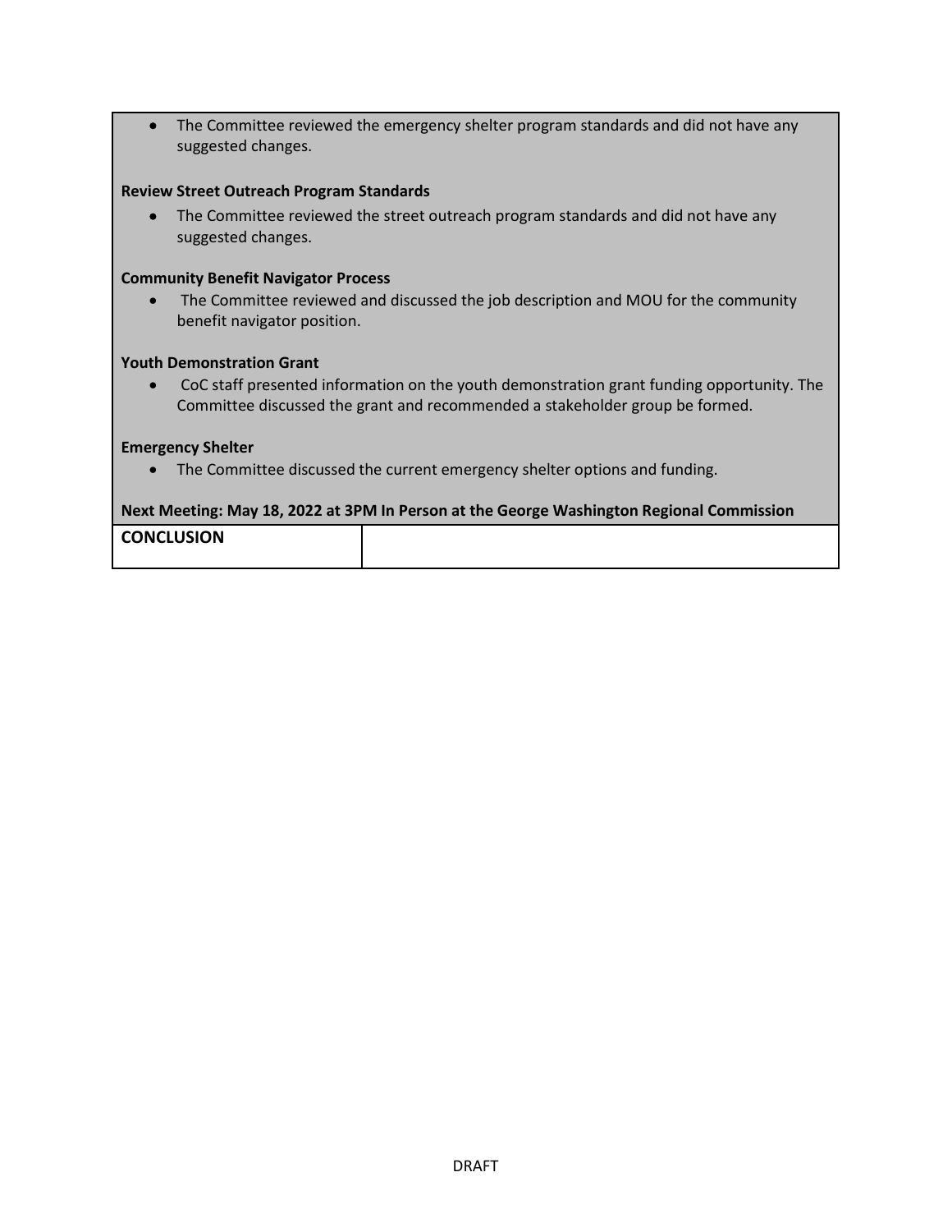- The Committee reviewed the emergency shelter program standards and did not have any suggested changes.

**Review Street Outreach Program Standards**

- The Committee reviewed the street outreach program standards and did not have any suggested changes.

**Community Benefit Navigator Process**

- The Committee reviewed and discussed the job description and MOU for the community benefit navigator position.

**Youth Demonstration Grant**

- CoC staff presented information on the youth demonstration grant funding opportunity. The Committee discussed the grant and recommended a stakeholder group be formed.

**Emergency Shelter**

- The Committee discussed the current emergency shelter options and funding.

**Next Meeting: May 18, 2022 at 3PM In Person at the George Washington Regional Commission**

| | |
|---|---|
| **CONCLUSION** | |

DRAFT